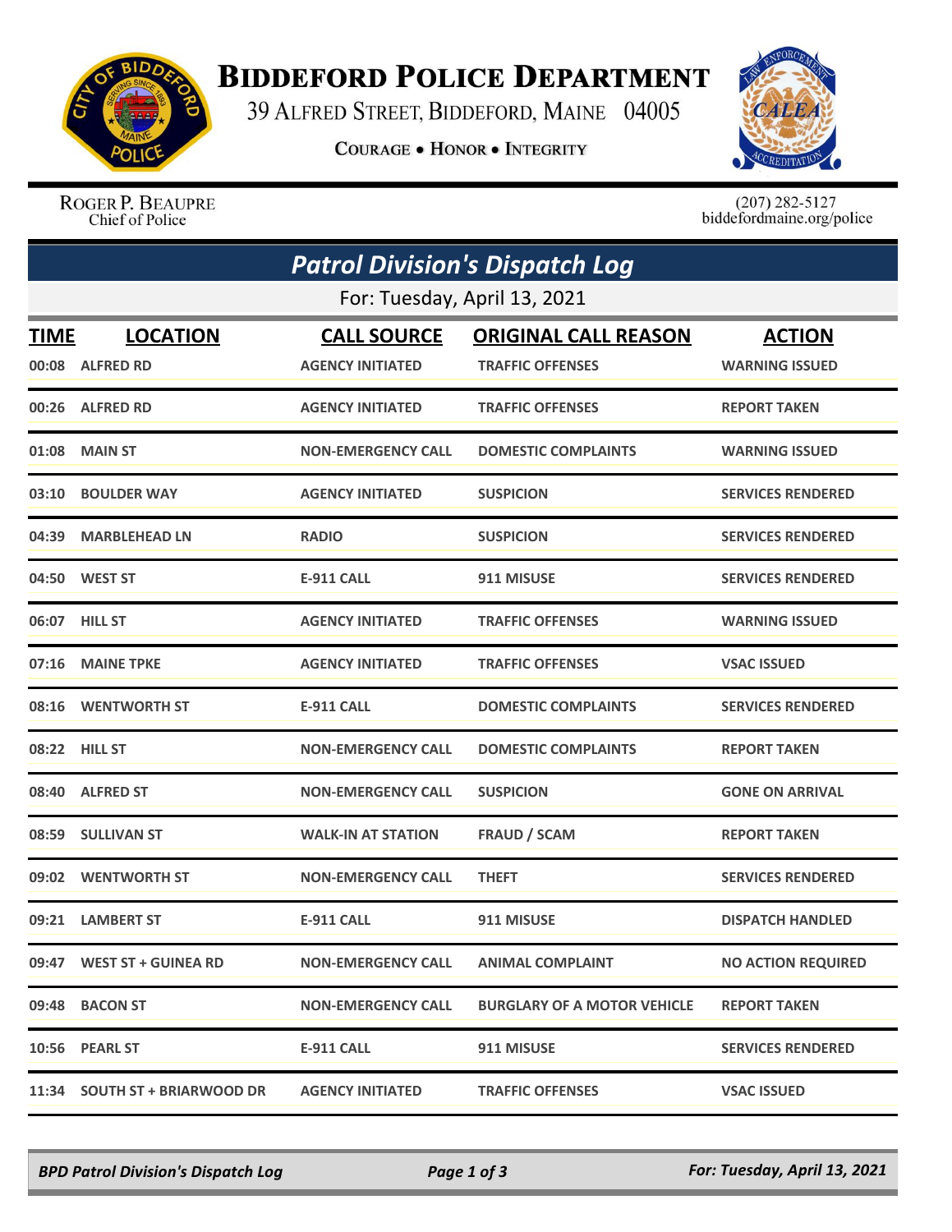# BIDDEFORD POLICE DEPARTMENT

39 ALFRED STREET, BIDDEFORD, MAINE 04005

COURAGE • HONOR • INTEGRITY

ROGER P. BEAUPRE
Chief of Police

(207) 282-5127
biddefordmaine.org/police

## *Patrol Division's Dispatch Log*

For: Tuesday, April 13, 2021

| TIME | LOCATION | CALL SOURCE | ORIGINAL CALL REASON | ACTION |
|---|---|---|---|---|
| 00:08 | ALFRED RD | AGENCY INITIATED | TRAFFIC OFFENSES | WARNING ISSUED |
| 00:26 | ALFRED RD | AGENCY INITIATED | TRAFFIC OFFENSES | REPORT TAKEN |
| 01:08 | MAIN ST | NON-EMERGENCY CALL | DOMESTIC COMPLAINTS | WARNING ISSUED |
| 03:10 | BOULDER WAY | AGENCY INITIATED | SUSPICION | SERVICES RENDERED |
| 04:39 | MARBLEHEAD LN | RADIO | SUSPICION | SERVICES RENDERED |
| 04:50 | WEST ST | E-911 CALL | 911 MISUSE | SERVICES RENDERED |
| 06:07 | HILL ST | AGENCY INITIATED | TRAFFIC OFFENSES | WARNING ISSUED |
| 07:16 | MAINE TPKE | AGENCY INITIATED | TRAFFIC OFFENSES | VSAC ISSUED |
| 08:16 | WENTWORTH ST | E-911 CALL | DOMESTIC COMPLAINTS | SERVICES RENDERED |
| 08:22 | HILL ST | NON-EMERGENCY CALL | DOMESTIC COMPLAINTS | REPORT TAKEN |
| 08:40 | ALFRED ST | NON-EMERGENCY CALL | SUSPICION | GONE ON ARRIVAL |
| 08:59 | SULLIVAN ST | WALK-IN AT STATION | FRAUD / SCAM | REPORT TAKEN |
| 09:02 | WENTWORTH ST | NON-EMERGENCY CALL | THEFT | SERVICES RENDERED |
| 09:21 | LAMBERT ST | E-911 CALL | 911 MISUSE | DISPATCH HANDLED |
| 09:47 | WEST ST + GUINEA RD | NON-EMERGENCY CALL | ANIMAL COMPLAINT | NO ACTION REQUIRED |
| 09:48 | BACON ST | NON-EMERGENCY CALL | BURGLARY OF A MOTOR VEHICLE | REPORT TAKEN |
| 10:56 | PEARL ST | E-911 CALL | 911 MISUSE | SERVICES RENDERED |
| 11:34 | SOUTH ST + BRIARWOOD DR | AGENCY INITIATED | TRAFFIC OFFENSES | VSAC ISSUED |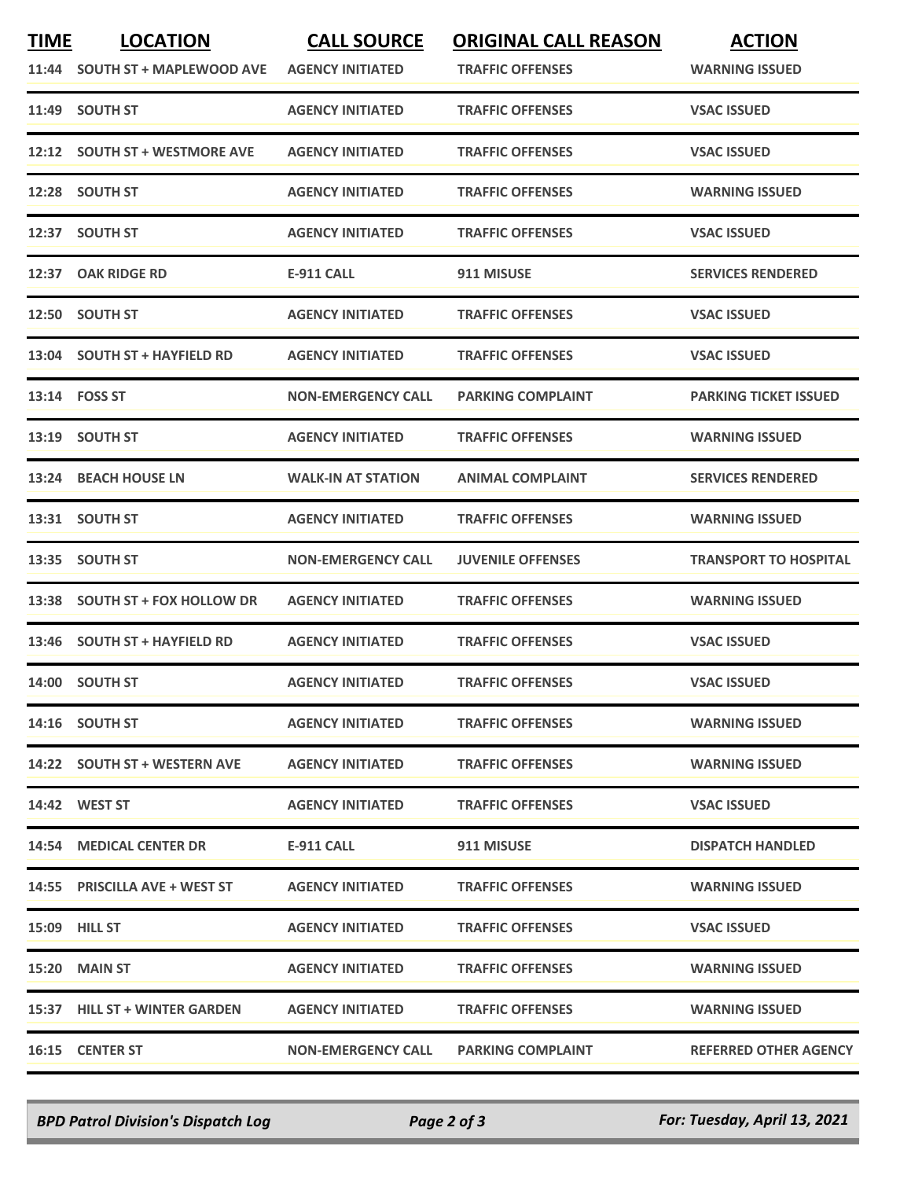| TIME | LOCATION | CALL SOURCE | ORIGINAL CALL REASON | ACTION |
|---|---|---|---|---|
| 11:44 | SOUTH ST + MAPLEWOOD AVE | AGENCY INITIATED | TRAFFIC OFFENSES | WARNING ISSUED |
| 11:49 | SOUTH ST | AGENCY INITIATED | TRAFFIC OFFENSES | VSAC ISSUED |
| 12:12 | SOUTH ST + WESTMORE AVE | AGENCY INITIATED | TRAFFIC OFFENSES | VSAC ISSUED |
| 12:28 | SOUTH ST | AGENCY INITIATED | TRAFFIC OFFENSES | WARNING ISSUED |
| 12:37 | SOUTH ST | AGENCY INITIATED | TRAFFIC OFFENSES | VSAC ISSUED |
| 12:37 | OAK RIDGE RD | E-911 CALL | 911 MISUSE | SERVICES RENDERED |
| 12:50 | SOUTH ST | AGENCY INITIATED | TRAFFIC OFFENSES | VSAC ISSUED |
| 13:04 | SOUTH ST + HAYFIELD RD | AGENCY INITIATED | TRAFFIC OFFENSES | VSAC ISSUED |
| 13:14 | FOSS ST | NON-EMERGENCY CALL | PARKING COMPLAINT | PARKING TICKET ISSUED |
| 13:19 | SOUTH ST | AGENCY INITIATED | TRAFFIC OFFENSES | WARNING ISSUED |
| 13:24 | BEACH HOUSE LN | WALK-IN AT STATION | ANIMAL COMPLAINT | SERVICES RENDERED |
| 13:31 | SOUTH ST | AGENCY INITIATED | TRAFFIC OFFENSES | WARNING ISSUED |
| 13:35 | SOUTH ST | NON-EMERGENCY CALL | JUVENILE OFFENSES | TRANSPORT TO HOSPITAL |
| 13:38 | SOUTH ST + FOX HOLLOW DR | AGENCY INITIATED | TRAFFIC OFFENSES | WARNING ISSUED |
| 13:46 | SOUTH ST + HAYFIELD RD | AGENCY INITIATED | TRAFFIC OFFENSES | VSAC ISSUED |
| 14:00 | SOUTH ST | AGENCY INITIATED | TRAFFIC OFFENSES | VSAC ISSUED |
| 14:16 | SOUTH ST | AGENCY INITIATED | TRAFFIC OFFENSES | WARNING ISSUED |
| 14:22 | SOUTH ST + WESTERN AVE | AGENCY INITIATED | TRAFFIC OFFENSES | WARNING ISSUED |
| 14:42 | WEST ST | AGENCY INITIATED | TRAFFIC OFFENSES | VSAC ISSUED |
| 14:54 | MEDICAL CENTER DR | E-911 CALL | 911 MISUSE | DISPATCH HANDLED |
| 14:55 | PRISCILLA AVE + WEST ST | AGENCY INITIATED | TRAFFIC OFFENSES | WARNING ISSUED |
| 15:09 | HILL ST | AGENCY INITIATED | TRAFFIC OFFENSES | VSAC ISSUED |
| 15:20 | MAIN ST | AGENCY INITIATED | TRAFFIC OFFENSES | WARNING ISSUED |
| 15:37 | HILL ST + WINTER GARDEN | AGENCY INITIATED | TRAFFIC OFFENSES | WARNING ISSUED |
| 16:15 | CENTER ST | NON-EMERGENCY CALL | PARKING COMPLAINT | REFERRED OTHER AGENCY |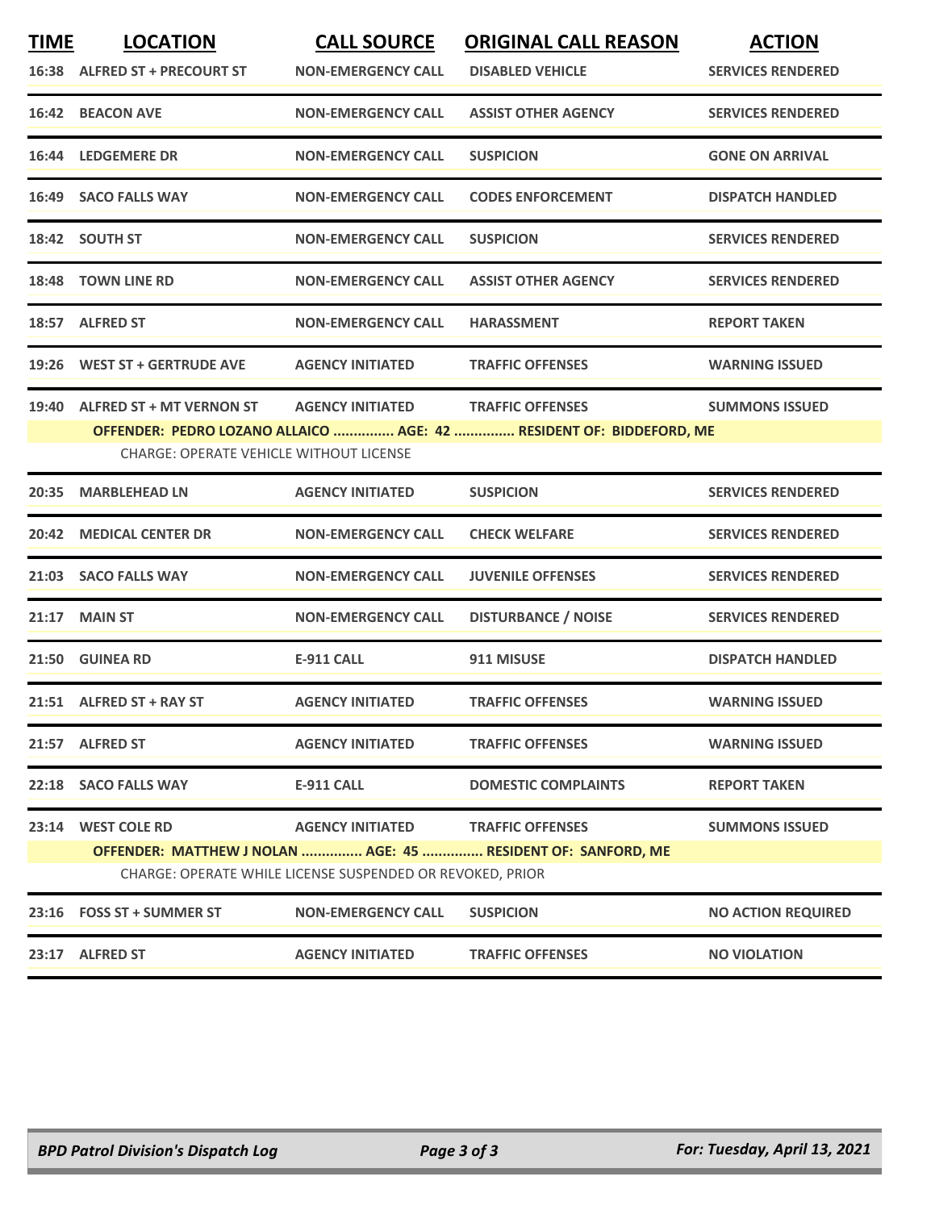| TIME | LOCATION | CALL SOURCE | ORIGINAL CALL REASON | ACTION |
|---|---|---|---|---|
| 16:38 | ALFRED ST + PRECOURT ST | NON-EMERGENCY CALL | DISABLED VEHICLE | SERVICES RENDERED |
| 16:42 | BEACON AVE | NON-EMERGENCY CALL | ASSIST OTHER AGENCY | SERVICES RENDERED |
| 16:44 | LEDGEMERE DR | NON-EMERGENCY CALL | SUSPICION | GONE ON ARRIVAL |
| 16:49 | SACO FALLS WAY | NON-EMERGENCY CALL | CODES ENFORCEMENT | DISPATCH HANDLED |
| 18:42 | SOUTH ST | NON-EMERGENCY CALL | SUSPICION | SERVICES RENDERED |
| 18:48 | TOWN LINE RD | NON-EMERGENCY CALL | ASSIST OTHER AGENCY | SERVICES RENDERED |
| 18:57 | ALFRED ST | NON-EMERGENCY CALL | HARASSMENT | REPORT TAKEN |
| 19:26 | WEST ST + GERTRUDE AVE | AGENCY INITIATED | TRAFFIC OFFENSES | WARNING ISSUED |
| 19:40 | ALFRED ST + MT VERNON ST | AGENCY INITIATED | TRAFFIC OFFENSES | SUMMONS ISSUED |
| | OFFENDER: PEDRO LOZANO ALLAICO ............... AGE: 42 ............... RESIDENT OF: BIDDEFORD, ME | | | |
| | CHARGE: OPERATE VEHICLE WITHOUT LICENSE | | | |
| 20:35 | MARBLEHEAD LN | AGENCY INITIATED | SUSPICION | SERVICES RENDERED |
| 20:42 | MEDICAL CENTER DR | NON-EMERGENCY CALL | CHECK WELFARE | SERVICES RENDERED |
| 21:03 | SACO FALLS WAY | NON-EMERGENCY CALL | JUVENILE OFFENSES | SERVICES RENDERED |
| 21:17 | MAIN ST | NON-EMERGENCY CALL | DISTURBANCE / NOISE | SERVICES RENDERED |
| 21:50 | GUINEA RD | E-911 CALL | 911 MISUSE | DISPATCH HANDLED |
| 21:51 | ALFRED ST + RAY ST | AGENCY INITIATED | TRAFFIC OFFENSES | WARNING ISSUED |
| 21:57 | ALFRED ST | AGENCY INITIATED | TRAFFIC OFFENSES | WARNING ISSUED |
| 22:18 | SACO FALLS WAY | E-911 CALL | DOMESTIC COMPLAINTS | REPORT TAKEN |
| 23:14 | WEST COLE RD | AGENCY INITIATED | TRAFFIC OFFENSES | SUMMONS ISSUED |
| | OFFENDER: MATTHEW J NOLAN ............... AGE: 45 ............... RESIDENT OF: SANFORD, ME | | | |
| | CHARGE: OPERATE WHILE LICENSE SUSPENDED OR REVOKED, PRIOR | | | |
| 23:16 | FOSS ST + SUMMER ST | NON-EMERGENCY CALL | SUSPICION | NO ACTION REQUIRED |
| 23:17 | ALFRED ST | AGENCY INITIATED | TRAFFIC OFFENSES | NO VIOLATION |